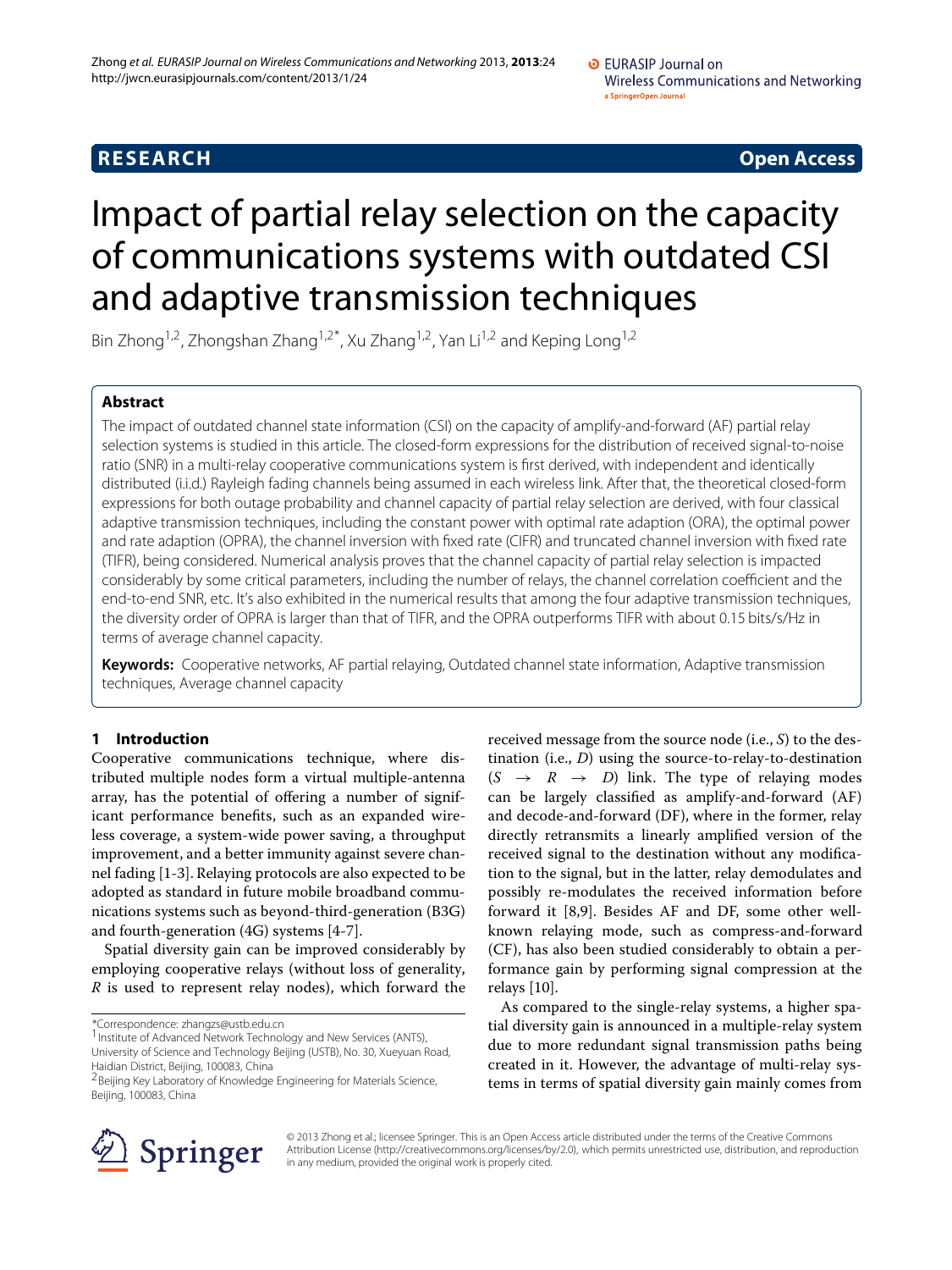RESEARCH Open Access

# Impact of partial relay selection on the capacity of communications systems with outdated CSI and adaptive transmission techniques

Bin Zhong[1,2], Zhongshan Zhang[1,2*], Xu Zhang[1,2], Yan Li[1,2] and Keping Long[1,2]

## Abstract

The impact of outdated channel state information (CSI) on the capacity of amplify-and-forward (AF) partial relay selection systems is studied in this article. The closed-form expressions for the distribution of received signal-to-noise ratio (SNR) in a multi-relay cooperative communications system is first derived, with independent and identically distributed (i.i.d.) Rayleigh fading channels being assumed in each wireless link. After that, the theoretical closed-form expressions for both outage probability and channel capacity of partial relay selection are derived, with four classical adaptive transmission techniques, including the constant power with optimal rate adaption (ORA), the optimal power and rate adaption (OPRA), the channel inversion with fixed rate (CIFR) and truncated channel inversion with fixed rate (TIFR), being considered. Numerical analysis proves that the channel capacity of partial relay selection is impacted considerably by some critical parameters, including the number of relays, the channel correlation coefficient and the end-to-end SNR, etc. It's also exhibited in the numerical results that among the four adaptive transmission techniques, the diversity order of OPRA is larger than that of TIFR, and the OPRA outperforms TIFR with about 0.15 bits/s/Hz in terms of average channel capacity.

**Keywords:** Cooperative networks, AF partial relaying, Outdated channel state information, Adaptive transmission techniques, Average channel capacity

## 1 Introduction

Cooperative communications technique, where distributed multiple nodes form a virtual multiple-antenna array, has the potential of offering a number of significant performance benefits, such as an expanded wireless coverage, a system-wide power saving, a throughput improvement, and a better immunity against severe channel fading [1-3]. Relaying protocols are also expected to be adopted as standard in future mobile broadband communications systems such as beyond-third-generation (B3G) and fourth-generation (4G) systems [4-7].

Spatial diversity gain can be improved considerably by employing cooperative relays (without loss of generality, $R$ is used to represent relay nodes), which forward the received message from the source node (i.e., $S$) to the destination (i.e., $D$) using the source-to-relay-to-destination ($S \rightarrow R \rightarrow D$) link. The type of relaying modes can be largely classified as amplify-and-forward (AF) and decode-and-forward (DF), where in the former, relay directly retransmits a linearly amplified version of the received signal to the destination without any modification to the signal, but in the latter, relay demodulates and possibly re-modulates the received information before forward it [8,9]. Besides AF and DF, some other well-known relaying mode, such as compress-and-forward (CF), has also been studied considerably to obtain a performance gain by performing signal compression at the relays [10].

As compared to the single-relay systems, a higher spatial diversity gain is announced in a multiple-relay system due to more redundant signal transmission paths being created in it. However, the advantage of multi-relay systems in terms of spatial diversity gain mainly comes from

*Correspondence: zhangzs@ustb.edu.cn
[1] Institute of Advanced Network Technology and New Services (ANTS), University of Science and Technology Beijing (USTB), No. 30, Xueyuan Road, Haidian District, Beijing, 100083, China
[2] Beijing Key Laboratory of Knowledge Engineering for Materials Science, Beijing, 100083, China

© 2013 Zhong et al.; licensee Springer. This is an Open Access article distributed under the terms of the Creative Commons Attribution License (http://creativecommons.org/licenses/by/2.0), which permits unrestricted use, distribution, and reproduction in any medium, provided the original work is properly cited.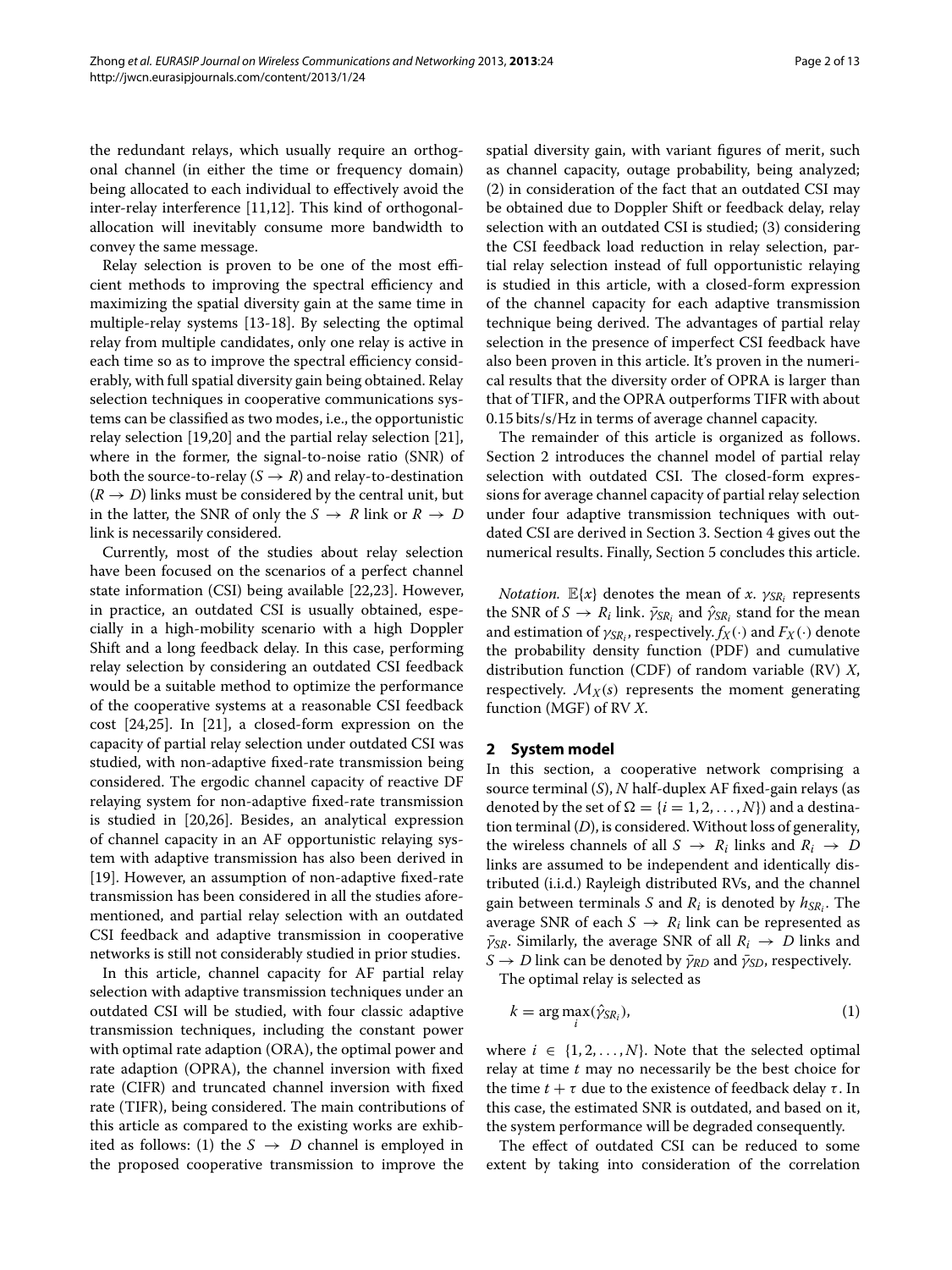the redundant relays, which usually require an orthogonal channel (in either the time or frequency domain) being allocated to each individual to effectively avoid the inter-relay interference [11,12]. This kind of orthogonal-allocation will inevitably consume more bandwidth to convey the same message.

Relay selection is proven to be one of the most efficient methods to improving the spectral efficiency and maximizing the spatial diversity gain at the same time in multiple-relay systems [13-18]. By selecting the optimal relay from multiple candidates, only one relay is active in each time so as to improve the spectral efficiency considerably, with full spatial diversity gain being obtained. Relay selection techniques in cooperative communications systems can be classified as two modes, i.e., the opportunistic relay selection [19,20] and the partial relay selection [21], where in the former, the signal-to-noise ratio (SNR) of both the source-to-relay ($S \to R$) and relay-to-destination ($R \to D$) links must be considered by the central unit, but in the latter, the SNR of only the $S \to R$ link or $R \to D$ link is necessarily considered.

Currently, most of the studies about relay selection have been focused on the scenarios of a perfect channel state information (CSI) being available [22,23]. However, in practice, an outdated CSI is usually obtained, especially in a high-mobility scenario with a high Doppler Shift and a long feedback delay. In this case, performing relay selection by considering an outdated CSI feedback would be a suitable method to optimize the performance of the cooperative systems at a reasonable CSI feedback cost [24,25]. In [21], a closed-form expression on the capacity of partial relay selection under outdated CSI was studied, with non-adaptive fixed-rate transmission being considered. The ergodic channel capacity of reactive DF relaying system for non-adaptive fixed-rate transmission is studied in [20,26]. Besides, an analytical expression of channel capacity in an AF opportunistic relaying system with adaptive transmission has also been derived in [19]. However, an assumption of non-adaptive fixed-rate transmission has been considered in all the studies aforementioned, and partial relay selection with an outdated CSI feedback and adaptive transmission in cooperative networks is still not considerably studied in prior studies.

In this article, channel capacity for AF partial relay selection with adaptive transmission techniques under an outdated CSI will be studied, with four classic adaptive transmission techniques, including the constant power with optimal rate adaption (ORA), the optimal power and rate adaption (OPRA), the channel inversion with fixed rate (CIFR) and truncated channel inversion with fixed rate (TIFR), being considered. The main contributions of this article as compared to the existing works are exhibited as follows: (1) the $S \to D$ channel is employed in the proposed cooperative transmission to improve the spatial diversity gain, with variant figures of merit, such as channel capacity, outage probability, being analyzed; (2) in consideration of the fact that an outdated CSI may be obtained due to Doppler Shift or feedback delay, relay selection with an outdated CSI is studied; (3) considering the CSI feedback load reduction in relay selection, partial relay selection instead of full opportunistic relaying is studied in this article, with a closed-form expression of the channel capacity for each adaptive transmission technique being derived. The advantages of partial relay selection in the presence of imperfect CSI feedback have also been proven in this article. It's proven in the numerical results that the diversity order of OPRA is larger than that of TIFR, and the OPRA outperforms TIFR with about 0.15 bits/s/Hz in terms of average channel capacity.

The remainder of this article is organized as follows. Section 2 introduces the channel model of partial relay selection with outdated CSI. The closed-form expressions for average channel capacity of partial relay selection under four adaptive transmission techniques with outdated CSI are derived in Section 3. Section 4 gives out the numerical results. Finally, Section 5 concludes this article.

*Notation.* $\mathbb{E}\{x\}$ denotes the mean of $x$. $\gamma_{SR_i}$ represents the SNR of $S \to R_i$ link. $\bar{\gamma}_{SR_i}$ and $\hat{\gamma}_{SR_i}$ stand for the mean and estimation of $\gamma_{SR_i}$, respectively. $f_X(\cdot)$ and $F_X(\cdot)$ denote the probability density function (PDF) and cumulative distribution function (CDF) of random variable (RV) $X$, respectively. $\mathcal{M}_X(s)$ represents the moment generating function (MGF) of RV $X$.

## 2 System model

In this section, a cooperative network comprising a source terminal ($S$), $N$ half-duplex AF fixed-gain relays (as denoted by the set of $\Omega = \{i = 1, 2, \ldots, N\}$) and a destination terminal ($D$), is considered. Without loss of generality, the wireless channels of all $S \to R_i$ links and $R_i \to D$ links are assumed to be independent and identically distributed (i.i.d.) Rayleigh distributed RVs, and the channel gain between terminals $S$ and $R_i$ is denoted by $h_{SR_i}$. The average SNR of each $S \to R_i$ link can be represented as $\bar{\gamma}_{SR}$. Similarly, the average SNR of all $R_i \to D$ links and $S \to D$ link can be denoted by $\bar{\gamma}_{RD}$ and $\bar{\gamma}_{SD}$, respectively.

The optimal relay is selected as

$$k = \arg\max_i(\hat{\gamma}_{SR_i}), \tag{1}$$

where $i \in \{1, 2, \ldots, N\}$. Note that the selected optimal relay at time $t$ may no necessarily be the best choice for the time $t + \tau$ due to the existence of feedback delay $\tau$. In this case, the estimated SNR is outdated, and based on it, the system performance will be degraded consequently.

The effect of outdated CSI can be reduced to some extent by taking into consideration of the correlation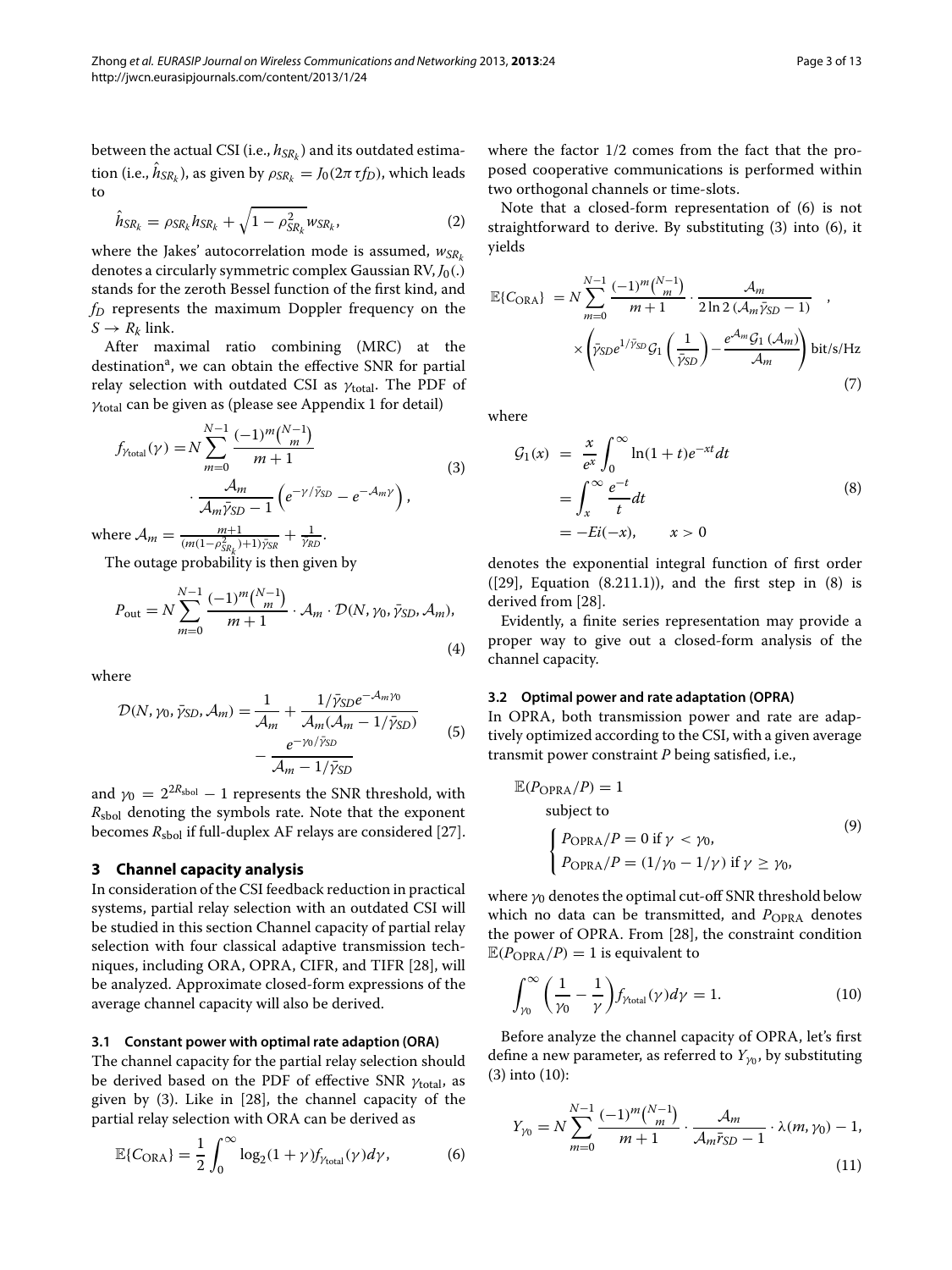between the actual CSI (i.e., $h_{SR_k}$) and its outdated estimation (i.e., $\hat{h}_{SR_k}$), as given by $\rho_{SR_k} = J_0(2\pi\tau f_D)$, which leads to

$$\hat{h}_{SR_k} = \rho_{SR_k} h_{SR_k} + \sqrt{1-\rho_{SR_k}^2}\, w_{SR_k}, \tag{2}$$

where the Jakes' autocorrelation mode is assumed, $w_{SR_k}$ denotes a circularly symmetric complex Gaussian RV, $J_0(.)$ stands for the zeroth Bessel function of the first kind, and $f_D$ represents the maximum Doppler frequency on the $S \rightarrow R_k$ link.

After maximal ratio combining (MRC) at the destination[a], we can obtain the effective SNR for partial relay selection with outdated CSI as $\gamma_{\text{total}}$. The PDF of $\gamma_{\text{total}}$ can be given as (please see Appendix 1 for detail)

$$\begin{aligned} f_{\gamma_{\text{total}}}(\gamma) = & N \sum_{m=0}^{N-1} \frac{(-1)^m \binom{N-1}{m}}{m+1} \\ & \cdot \frac{\mathcal{A}_m}{\mathcal{A}_m \bar{\gamma}_{SD} - 1} \left( e^{-\gamma/\bar{\gamma}_{SD}} - e^{-\mathcal{A}_m \gamma} \right), \end{aligned} \tag{3}$$

where $\mathcal{A}_m = \frac{m+1}{(m(1-\rho_{SR_k}^2)+1)\bar{\gamma}_{SR}} + \frac{1}{\bar{\gamma}_{RD}}$.

The outage probability is then given by

$$P_{\text{out}} = N \sum_{m=0}^{N-1} \frac{(-1)^m \binom{N-1}{m}}{m+1} \cdot \mathcal{A}_m \cdot \mathcal{D}(N, \gamma_0, \bar{\gamma}_{SD}, \mathcal{A}_m), \tag{4}$$

where

$$\begin{aligned} \mathcal{D}(N, \gamma_0, \bar{\gamma}_{SD}, \mathcal{A}_m) = & \frac{1}{\mathcal{A}_m} + \frac{1/\bar{\gamma}_{SD} e^{-\mathcal{A}_m \gamma_0}}{\mathcal{A}_m(\mathcal{A}_m - 1/\bar{\gamma}_{SD})} \\ & - \frac{e^{-\gamma_0/\bar{\gamma}_{SD}}}{\mathcal{A}_m - 1/\bar{\gamma}_{SD}} \end{aligned} \tag{5}$$

and $\gamma_0 = 2^{2R_{\text{sbol}}} - 1$ represents the SNR threshold, with $R_{\text{sbol}}$ denoting the symbols rate. Note that the exponent becomes $R_{\text{sbol}}$ if full-duplex AF relays are considered [27].

## 3 Channel capacity analysis

In consideration of the CSI feedback reduction in practical systems, partial relay selection with an outdated CSI will be studied in this section Channel capacity of partial relay selection with four classical adaptive transmission techniques, including ORA, OPRA, CIFR, and TIFR [28], will be analyzed. Approximate closed-form expressions of the average channel capacity will also be derived.

### 3.1 Constant power with optimal rate adaption (ORA)

The channel capacity for the partial relay selection should be derived based on the PDF of effective SNR $\gamma_{\text{total}}$, as given by (3). Like in [28], the channel capacity of the partial relay selection with ORA can be derived as

$$\mathbb{E}\{C_{\text{ORA}}\} = \frac{1}{2} \int_0^\infty \log_2(1+\gamma) f_{\gamma_{\text{total}}}(\gamma) d\gamma, \tag{6}$$

where the factor 1/2 comes from the fact that the proposed cooperative communications is performed within two orthogonal channels or time-slots.

Note that a closed-form representation of (6) is not straightforward to derive. By substituting (3) into (6), it yields

$$\begin{aligned} \mathbb{E}\{C_{\text{ORA}}\} = & N \sum_{m=0}^{N-1} \frac{(-1)^m \binom{N-1}{m}}{m+1} \cdot \frac{\mathcal{A}_m}{2\ln 2\,(\mathcal{A}_m \bar{\gamma}_{SD} - 1)} \quad , \\ & \times \left( \bar{\gamma}_{SD} e^{1/\bar{\gamma}_{SD}} \mathcal{G}_1\left(\frac{1}{\bar{\gamma}_{SD}}\right) - \frac{e^{\mathcal{A}_m} \mathcal{G}_1(\mathcal{A}_m)}{\mathcal{A}_m} \right) \text{bit/s/Hz} \end{aligned} \tag{7}$$

where

$$\begin{aligned} \mathcal{G}_1(x) = & \frac{x}{e^x} \int_0^\infty \ln(1+t) e^{-xt} dt \\ = & \int_x^\infty \frac{e^{-t}}{t} dt \\ = & -Ei(-x), \qquad x > 0 \end{aligned} \tag{8}$$

denotes the exponential integral function of first order ([29], Equation (8.211.1)), and the first step in (8) is derived from [28].

Evidently, a finite series representation may provide a proper way to give out a closed-form analysis of the channel capacity.

### 3.2 Optimal power and rate adaptation (OPRA)

In OPRA, both transmission power and rate are adaptively optimized according to the CSI, with a given average transmit power constraint $P$ being satisfied, i.e.,

$$\begin{aligned} & \mathbb{E}(P_{\text{OPRA}}/P) = 1 \\ & \quad \text{subject to} \\ & \begin{cases} P_{\text{OPRA}}/P = 0 \text{ if } \gamma < \gamma_0, \\ P_{\text{OPRA}}/P = (1/\gamma_0 - 1/\gamma) \text{ if } \gamma \geq \gamma_0, \end{cases} \end{aligned} \tag{9}$$

where $\gamma_0$ denotes the optimal cut-off SNR threshold below which no data can be transmitted, and $P_{\text{OPRA}}$ denotes the power of OPRA. From [28], the constraint condition $\mathbb{E}(P_{\text{OPRA}}/P) = 1$ is equivalent to

$$\int_{\gamma_0}^\infty \left( \frac{1}{\gamma_0} - \frac{1}{\gamma} \right) f_{\gamma_{\text{total}}}(\gamma) d\gamma = 1. \tag{10}$$

Before analyze the channel capacity of OPRA, let's first define a new parameter, as referred to $Y_{\gamma_0}$, by substituting (3) into (10):

$$Y_{\gamma_0} = N \sum_{m=0}^{N-1} \frac{(-1)^m \binom{N-1}{m}}{m+1} \cdot \frac{\mathcal{A}_m}{\mathcal{A}_m \bar{r}_{SD} - 1} \cdot \lambda(m, \gamma_0) - 1, \tag{11}$$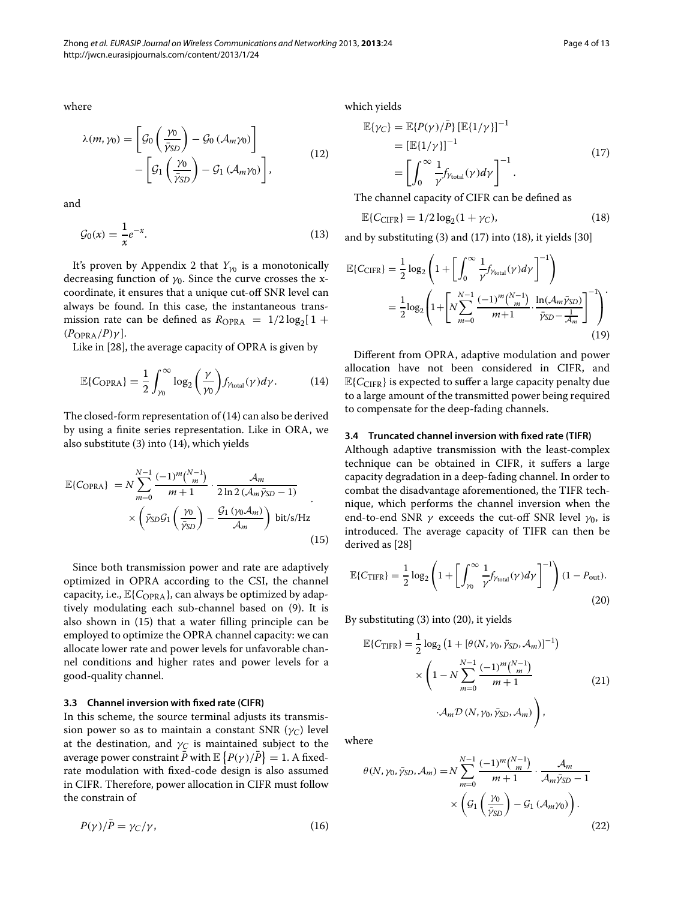where

$$\lambda(m, \gamma_0) = \left[\mathcal{G}_0\left(\frac{\gamma_0}{\bar{\gamma}_{SD}}\right) - \mathcal{G}_0\left(\mathcal{A}_m\gamma_0\right)\right] - \left[\mathcal{G}_1\left(\frac{\gamma_0}{\bar{\gamma}_{SD}}\right) - \mathcal{G}_1\left(\mathcal{A}_m\gamma_0\right)\right], \tag{12}$$

and

$$\mathcal{G}_0(x) = \frac{1}{x}e^{-x}. \tag{13}$$

It's proven by Appendix 2 that $Y_{\gamma_0}$ is a monotonically decreasing function of $\gamma_0$. Since the curve crosses the x-coordinate, it ensures that a unique cut-off SNR level can always be found. In this case, the instantaneous transmission rate can be defined as $R_{\text{OPRA}} = 1/2\log_2[1 + (P_{\text{OPRA}}/P)\gamma]$.

Like in [28], the average capacity of OPRA is given by

$$\mathbb{E}\{C_{\text{OPRA}}\} = \frac{1}{2}\int_{\gamma_0}^{\infty}\log_2\left(\frac{\gamma}{\gamma_0}\right)f_{\gamma_{\text{total}}}(\gamma)d\gamma. \tag{14}$$

The closed-form representation of (14) can also be derived by using a finite series representation. Like in ORA, we also substitute (3) into (14), which yields

$$\mathbb{E}\{C_{\text{OPRA}}\} = N\sum_{m=0}^{N-1}\frac{(-1)^m\binom{N-1}{m}}{m+1}\cdot\frac{\mathcal{A}_m}{2\ln 2\left(\mathcal{A}_m\bar{\gamma}_{SD}-1\right)} \times\left(\bar{\gamma}_{SD}\mathcal{G}_1\left(\frac{\gamma_0}{\bar{\gamma}_{SD}}\right) - \frac{\mathcal{G}_1\left(\gamma_0\mathcal{A}_m\right)}{\mathcal{A}_m}\right) \text{ bit/s/Hz} . \tag{15}$$

Since both transmission power and rate are adaptively optimized in OPRA according to the CSI, the channel capacity, i.e., $\mathbb{E}\{C_{\text{OPRA}}\}$, can always be optimized by adaptively modulating each sub-channel based on (9). It is also shown in (15) that a water filling principle can be employed to optimize the OPRA channel capacity: we can allocate lower rate and power levels for unfavorable channel conditions and higher rates and power levels for a good-quality channel.

### 3.3 Channel inversion with fixed rate (CIFR)

In this scheme, the source terminal adjusts its transmission power so as to maintain a constant SNR ($\gamma_C$) level at the destination, and $\gamma_C$ is maintained subject to the average power constraint $\bar{P}$ with $\mathbb{E}\left\{P(\gamma)/\bar{P}\right\} = 1$. A fixed-rate modulation with fixed-code design is also assumed in CIFR. Therefore, power allocation in CIFR must follow the constrain of

$$P(\gamma)/\bar{P} = \gamma_C/\gamma, \tag{16}$$

which yields

$$\begin{aligned}\mathbb{E}\{\gamma_C\} &= \mathbb{E}\{P(\gamma)/\bar{P}\}\left[\mathbb{E}\{1/\gamma\}\right]^{-1} \\ &= \left[\mathbb{E}\{1/\gamma\}\right]^{-1} \\ &= \left[\int_0^{\infty}\frac{1}{\gamma}f_{\gamma_{\text{total}}}(\gamma)d\gamma\right]^{-1}.\end{aligned} \tag{17}$$

The channel capacity of CIFR can be defined as

$$\mathbb{E}\{C_{\text{CIFR}}\} = 1/2\log_2(1+\gamma_C), \tag{18}$$

and by substituting (3) and (17) into (18), it yields [30]

$$\begin{aligned}\mathbb{E}\{C_{\text{CIFR}}\} &= \frac{1}{2}\log_2\left(1+\left[\int_0^{\infty}\frac{1}{\gamma}f_{\gamma_{\text{total}}}(\gamma)d\gamma\right]^{-1}\right) \\ &= \frac{1}{2}\log_2\left(1+\left[N\sum_{m=0}^{N-1}\frac{(-1)^m\binom{N-1}{m}}{m+1}\cdot\frac{\ln(\mathcal{A}_m\bar{\gamma}_{SD})}{\bar{\gamma}_{SD}-\frac{1}{\mathcal{A}_m}}\right]^{-1}\right).\end{aligned} \tag{19}$$

Different from OPRA, adaptive modulation and power allocation have not been considered in CIFR, and $\mathbb{E}\{C_{\text{CIFR}}\}$ is expected to suffer a large capacity penalty due to a large amount of the transmitted power being required to compensate for the deep-fading channels.

### 3.4 Truncated channel inversion with fixed rate (TIFR)

Although adaptive transmission with the least-complex technique can be obtained in CIFR, it suffers a large capacity degradation in a deep-fading channel. In order to combat the disadvantage aforementioned, the TIFR technique, which performs the channel inversion when the end-to-end SNR $\gamma$ exceeds the cut-off SNR level $\gamma_0$, is introduced. The average capacity of TIFR can then be derived as [28]

$$\mathbb{E}\{C_{\text{TIFR}}\} = \frac{1}{2}\log_2\left(1+\left[\int_{\gamma_0}^{\infty}\frac{1}{\gamma}f_{\gamma_{\text{total}}}(\gamma)d\gamma\right]^{-1}\right)(1-P_{\text{out}}). \tag{20}$$

By substituting (3) into (20), it yields

$$\begin{aligned}\mathbb{E}\{C_{\text{TIFR}}\} = &\frac{1}{2}\log_2\left(1+\left[\theta(N,\gamma_0,\bar{\gamma}_{SD},\mathcal{A}_m)\right]^{-1}\right) \\ &\times\left(1-N\sum_{m=0}^{N-1}\frac{(-1)^m\binom{N-1}{m}}{m+1}\cdot\mathcal{A}_m\mathcal{D}\left(N,\gamma_0,\bar{\gamma}_{SD},\mathcal{A}_m\right)\right),\end{aligned} \tag{21}$$

where

$$\theta(N,\gamma_0,\bar{\gamma}_{SD},\mathcal{A}_m) = N\sum_{m=0}^{N-1}\frac{(-1)^m\binom{N-1}{m}}{m+1}\cdot\frac{\mathcal{A}_m}{\mathcal{A}_m\bar{\gamma}_{SD}-1} \times\left(\mathcal{G}_1\left(\frac{\gamma_0}{\bar{\gamma}_{SD}}\right)-\mathcal{G}_1\left(\mathcal{A}_m\gamma_0\right)\right). \tag{22}$$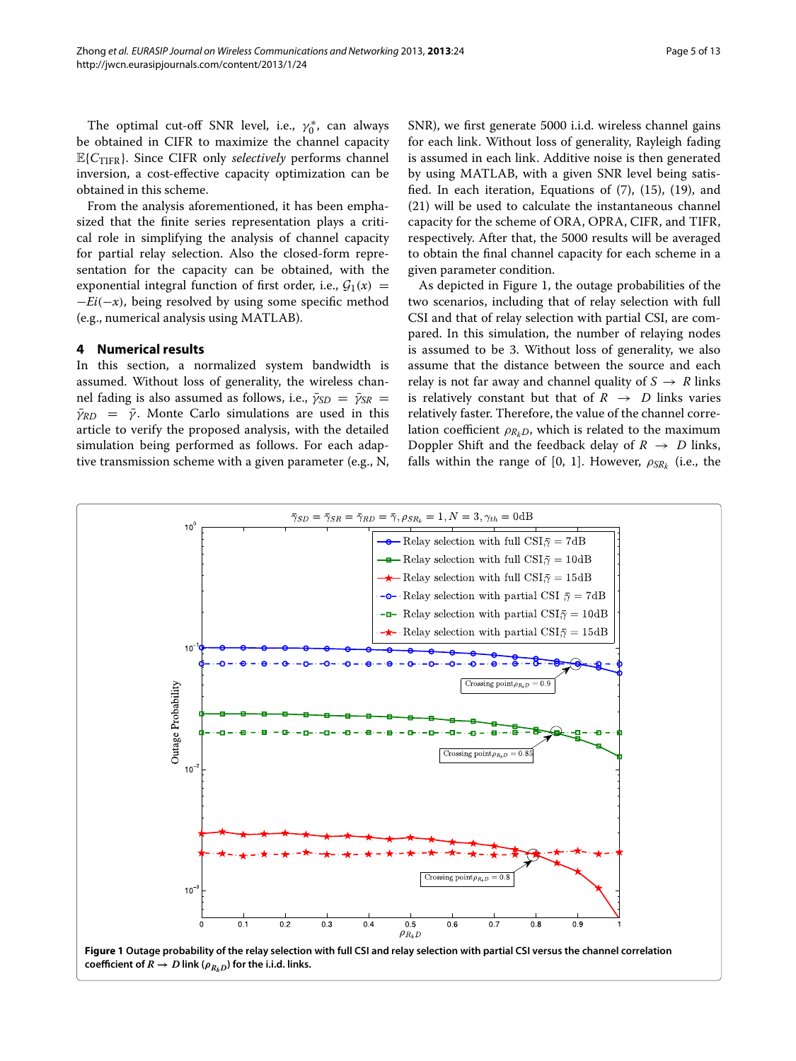The optimal cut-off SNR level, i.e., $\gamma_0^*$, can always be obtained in CIFR to maximize the channel capacity $\mathbb{E}\{C_{\text{TIFR}}\}$. Since CIFR only *selectively* performs channel inversion, a cost-effective capacity optimization can be obtained in this scheme.

From the analysis aforementioned, it has been emphasized that the finite series representation plays a critical role in simplifying the analysis of channel capacity for partial relay selection. Also the closed-form representation for the capacity can be obtained, with the exponential integral function of first order, i.e., $\mathcal{G}_1(x) = -Ei(-x)$, being resolved by using some specific method (e.g., numerical analysis using MATLAB).

## 4 Numerical results

In this section, a normalized system bandwidth is assumed. Without loss of generality, the wireless channel fading is also assumed as follows, i.e., $\bar{\gamma}_{SD} = \bar{\gamma}_{SR} = \bar{\gamma}_{RD} = \bar{\gamma}$. Monte Carlo simulations are used in this article to verify the proposed analysis, with the detailed simulation being performed as follows. For each adaptive transmission scheme with a given parameter (e.g., N, SNR), we first generate 5000 i.i.d. wireless channel gains for each link. Without loss of generality, Rayleigh fading is assumed in each link. Additive noise is then generated by using MATLAB, with a given SNR level being satisfied. In each iteration, Equations of (7), (15), (19), and (21) will be used to calculate the instantaneous channel capacity for the scheme of ORA, OPRA, CIFR, and TIFR, respectively. After that, the 5000 results will be averaged to obtain the final channel capacity for each scheme in a given parameter condition.

As depicted in Figure 1, the outage probabilities of the two scenarios, including that of relay selection with full CSI and that of relay selection with partial CSI, are compared. In this simulation, the number of relaying nodes is assumed to be 3. Without loss of generality, we also assume that the distance between the source and each relay is not far away and channel quality of $S \rightarrow R$ links is relatively constant but that of $R \rightarrow D$ links varies relatively faster. Therefore, the value of the channel correlation coefficient $\rho_{R_kD}$, which is related to the maximum Doppler Shift and the feedback delay of $R \rightarrow D$ links, falls within the range of [0, 1]. However, $\rho_{SR_k}$ (i.e., the

**Figure 1 Outage probability of the relay selection with full CSI and relay selection with partial CSI versus the channel correlation coefficient of $R \rightarrow D$ link ($\rho_{R_kD}$) for the i.i.d. links.**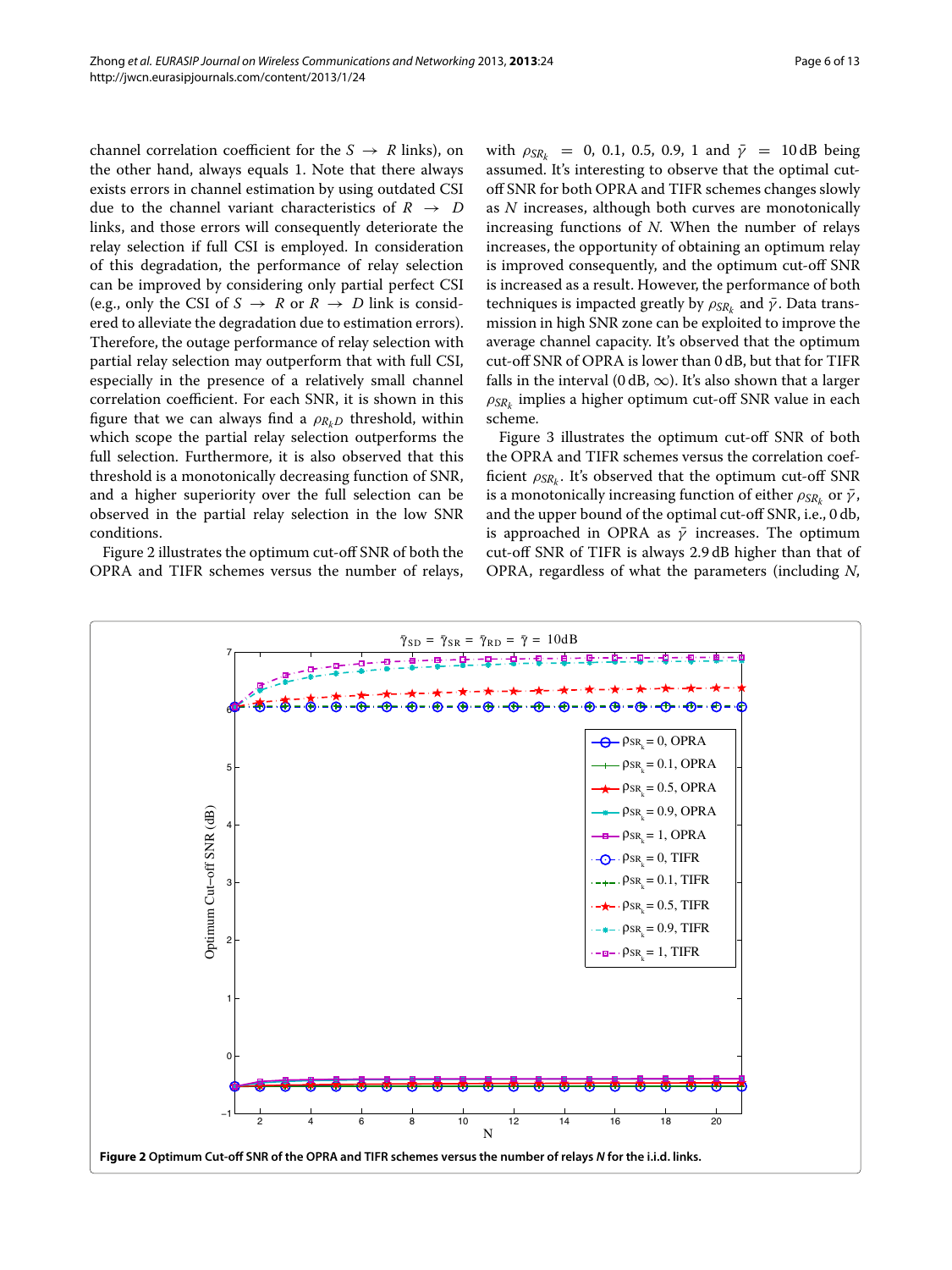channel correlation coefficient for the $S \rightarrow R$ links), on the other hand, always equals 1. Note that there always exists errors in channel estimation by using outdated CSI due to the channel variant characteristics of $R \rightarrow D$ links, and those errors will consequently deteriorate the relay selection if full CSI is employed. In consideration of this degradation, the performance of relay selection can be improved by considering only partial perfect CSI (e.g., only the CSI of $S \rightarrow R$ or $R \rightarrow D$ link is considered to alleviate the degradation due to estimation errors). Therefore, the outage performance of relay selection with partial relay selection may outperform that with full CSI, especially in the presence of a relatively small channel correlation coefficient. For each SNR, it is shown in this figure that we can always find a $\rho_{R_kD}$ threshold, within which scope the partial relay selection outperforms the full selection. Furthermore, it is also observed that this threshold is a monotonically decreasing function of SNR, and a higher superiority over the full selection can be observed in the partial relay selection in the low SNR conditions.

Figure 2 illustrates the optimum cut-off SNR of both the OPRA and TIFR schemes versus the number of relays, with $\rho_{SR_k} = 0, 0.1, 0.5, 0.9, 1$ and $\bar{\gamma} = 10\,\text{dB}$ being assumed. It's interesting to observe that the optimal cut-off SNR for both OPRA and TIFR schemes changes slowly as $N$ increases, although both curves are monotonically increasing functions of $N$. When the number of relays increases, the opportunity of obtaining an optimum relay is improved consequently, and the optimum cut-off SNR is increased as a result. However, the performance of both techniques is impacted greatly by $\rho_{SR_k}$ and $\bar{\gamma}$. Data transmission in high SNR zone can be exploited to improve the average channel capacity. It's observed that the optimum cut-off SNR of OPRA is lower than 0 dB, but that for TIFR falls in the interval (0 dB, $\infty$). It's also shown that a larger $\rho_{SR_k}$ implies a higher optimum cut-off SNR value in each scheme.

Figure 3 illustrates the optimum cut-off SNR of both the OPRA and TIFR schemes versus the correlation coefficient $\rho_{SR_k}$. It's observed that the optimum cut-off SNR is a monotonically increasing function of either $\rho_{SR_k}$ or $\bar{\gamma}$, and the upper bound of the optimal cut-off SNR, i.e., 0 db, is approached in OPRA as $\bar{\gamma}$ increases. The optimum cut-off SNR of TIFR is always 2.9 dB higher than that of OPRA, regardless of what the parameters (including $N$,

**Figure 2 Optimum Cut-off SNR of the OPRA and TIFR schemes versus the number of relays *N* for the i.i.d. links.**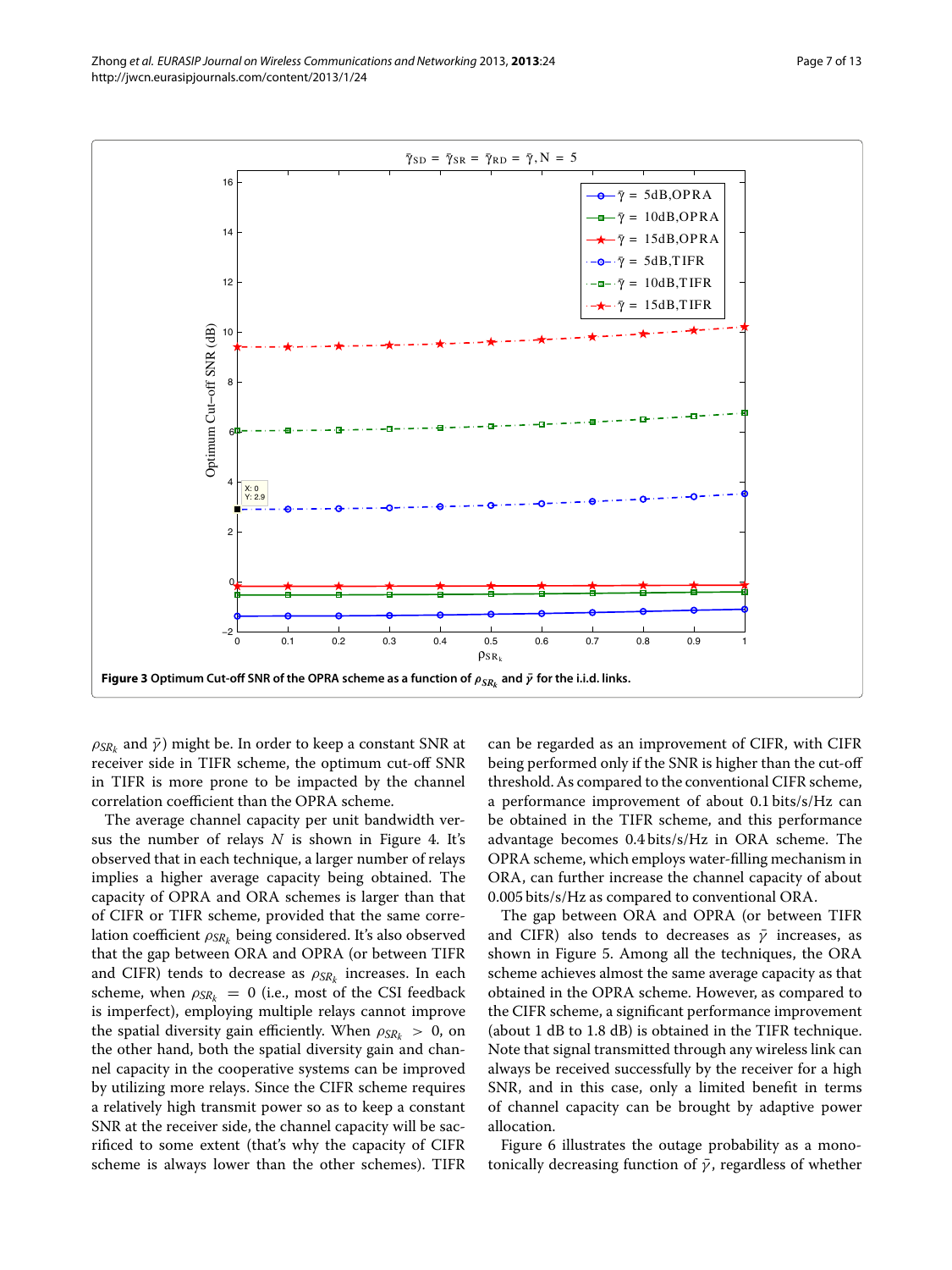**Figure 3 Optimum Cut-off SNR of the OPRA scheme as a function of $\rho_{SR_k}$ and $\bar{\gamma}$ for the i.i.d. links.**

$\rho_{SR_k}$ and $\bar{\gamma}$) might be. In order to keep a constant SNR at receiver side in TIFR scheme, the optimum cut-off SNR in TIFR is more prone to be impacted by the channel correlation coefficient than the OPRA scheme.

The average channel capacity per unit bandwidth versus the number of relays $N$ is shown in Figure 4. It's observed that in each technique, a larger number of relays implies a higher average capacity being obtained. The capacity of OPRA and ORA schemes is larger than that of CIFR or TIFR scheme, provided that the same correlation coefficient $\rho_{SR_k}$ being considered. It's also observed that the gap between ORA and OPRA (or between TIFR and CIFR) tends to decrease as $\rho_{SR_k}$ increases. In each scheme, when $\rho_{SR_k} = 0$ (i.e., most of the CSI feedback is imperfect), employing multiple relays cannot improve the spatial diversity gain efficiently. When $\rho_{SR_k} > 0$, on the other hand, both the spatial diversity gain and channel capacity in the cooperative systems can be improved by utilizing more relays. Since the CIFR scheme requires a relatively high transmit power so as to keep a constant SNR at the receiver side, the channel capacity will be sacrificed to some extent (that's why the capacity of CIFR scheme is always lower than the other schemes). TIFR can be regarded as an improvement of CIFR, with CIFR being performed only if the SNR is higher than the cut-off threshold. As compared to the conventional CIFR scheme, a performance improvement of about 0.1 bits/s/Hz can be obtained in the TIFR scheme, and this performance advantage becomes 0.4 bits/s/Hz in ORA scheme. The OPRA scheme, which employs water-filling mechanism in ORA, can further increase the channel capacity of about 0.005 bits/s/Hz as compared to conventional ORA.

The gap between ORA and OPRA (or between TIFR and CIFR) also tends to decreases as $\bar{\gamma}$ increases, as shown in Figure 5. Among all the techniques, the ORA scheme achieves almost the same average capacity as that obtained in the OPRA scheme. However, as compared to the CIFR scheme, a significant performance improvement (about 1 dB to 1.8 dB) is obtained in the TIFR technique. Note that signal transmitted through any wireless link can always be received successfully by the receiver for a high SNR, and in this case, only a limited benefit in terms of channel capacity can be brought by adaptive power allocation.

Figure 6 illustrates the outage probability as a monotonically decreasing function of $\bar{\gamma}$, regardless of whether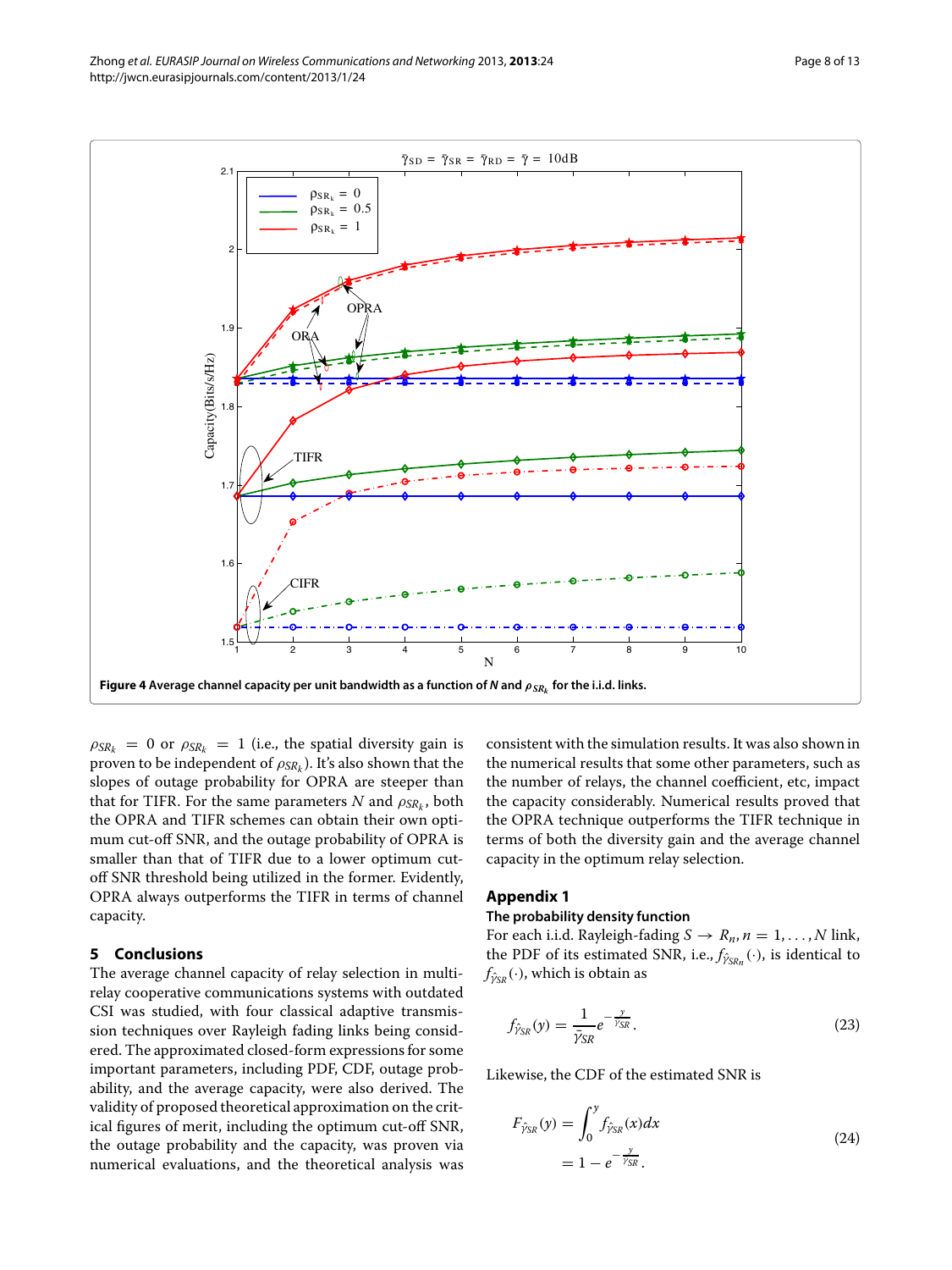Figure 4 Average channel capacity per unit bandwidth as a function of $N$ and $\rho_{SR_k}$ for the i.i.d. links.

$\rho_{SR_k} = 0$ or $\rho_{SR_k} = 1$ (i.e., the spatial diversity gain is proven to be independent of $\rho_{SR_k}$). It's also shown that the slopes of outage probability for OPRA are steeper than that for TIFR. For the same parameters $N$ and $\rho_{SR_k}$, both the OPRA and TIFR schemes can obtain their own optimum cut-off SNR, and the outage probability of OPRA is smaller than that of TIFR due to a lower optimum cut-off SNR threshold being utilized in the former. Evidently, OPRA always outperforms the TIFR in terms of channel capacity.

## 5 Conclusions

The average channel capacity of relay selection in multi-relay cooperative communications systems with outdated CSI was studied, with four classical adaptive transmission techniques over Rayleigh fading links being considered. The approximated closed-form expressions for some important parameters, including PDF, CDF, outage probability, and the average capacity, were also derived. The validity of proposed theoretical approximation on the critical figures of merit, including the optimum cut-off SNR, the outage probability and the capacity, was proven via numerical evaluations, and the theoretical analysis was consistent with the simulation results. It was also shown in the numerical results that some other parameters, such as the number of relays, the channel coefficient, etc, impact the capacity considerably. Numerical results proved that the OPRA technique outperforms the TIFR technique in terms of both the diversity gain and the average channel capacity in the optimum relay selection.

## Appendix 1

### The probability density function

For each i.i.d. Rayleigh-fading $S \to R_n, n = 1, \ldots, N$ link, the PDF of its estimated SNR, i.e., $f_{\hat{\gamma}_{SR_n}}(\cdot)$, is identical to $f_{\hat{\gamma}_{SR}}(\cdot)$, which is obtain as

$$f_{\hat{\gamma}_{SR}}(y) = \frac{1}{\bar{\gamma}_{SR}} e^{-\frac{y}{\bar{\gamma}_{SR}}}. \tag{23}$$

Likewise, the CDF of the estimated SNR is

$$\begin{aligned} F_{\hat{\gamma}_{SR}}(y) &= \int_0^y f_{\hat{\gamma}_{SR}}(x)dx \\ &= 1 - e^{-\frac{y}{\bar{\gamma}_{SR}}}. \end{aligned} \tag{24}$$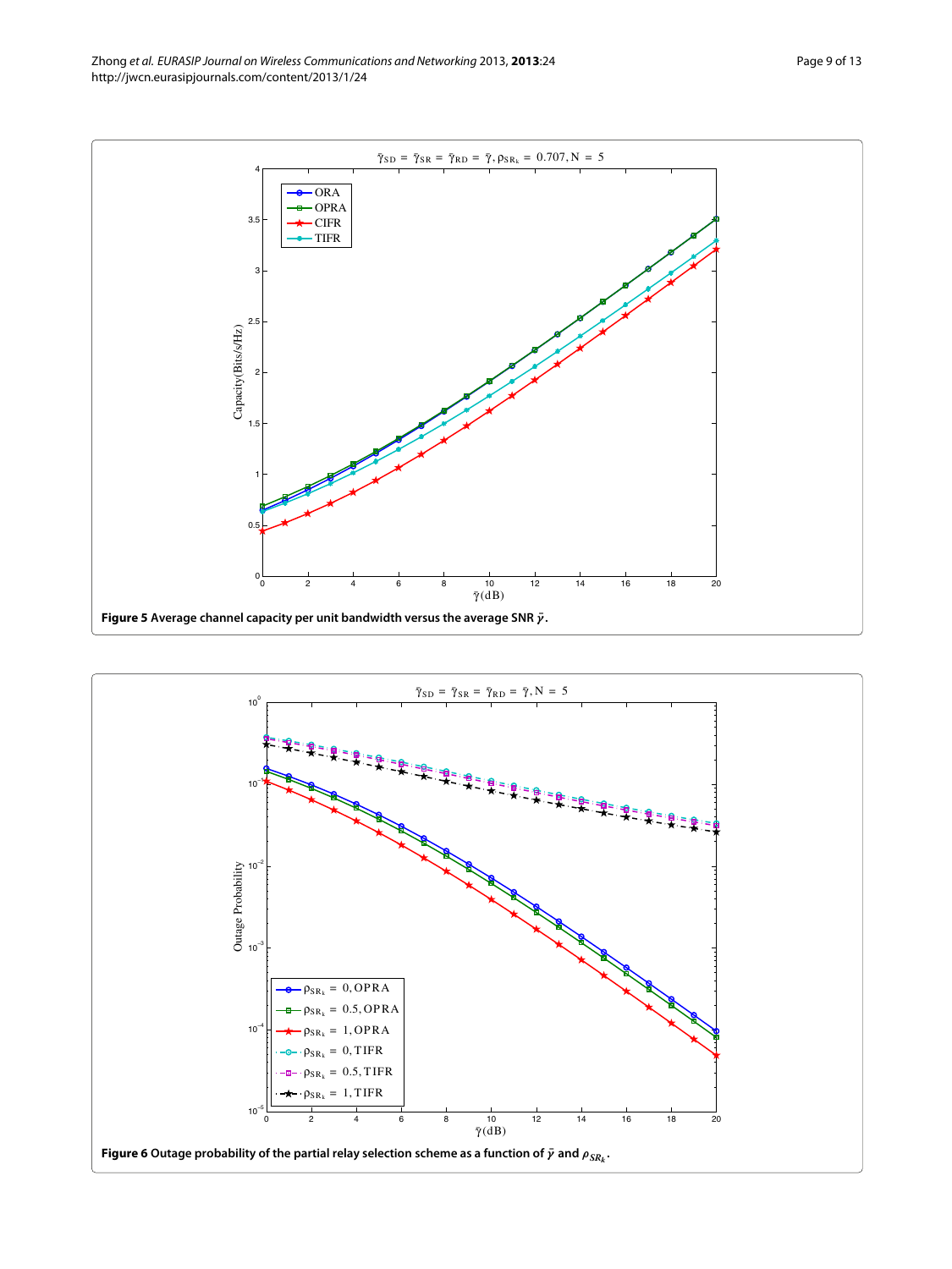**Figure 5 Average channel capacity per unit bandwidth versus the average SNR $\bar{\gamma}$.**

**Figure 6 Outage probability of the partial relay selection scheme as a function of $\bar{\gamma}$ and $\rho_{SR_k}$.**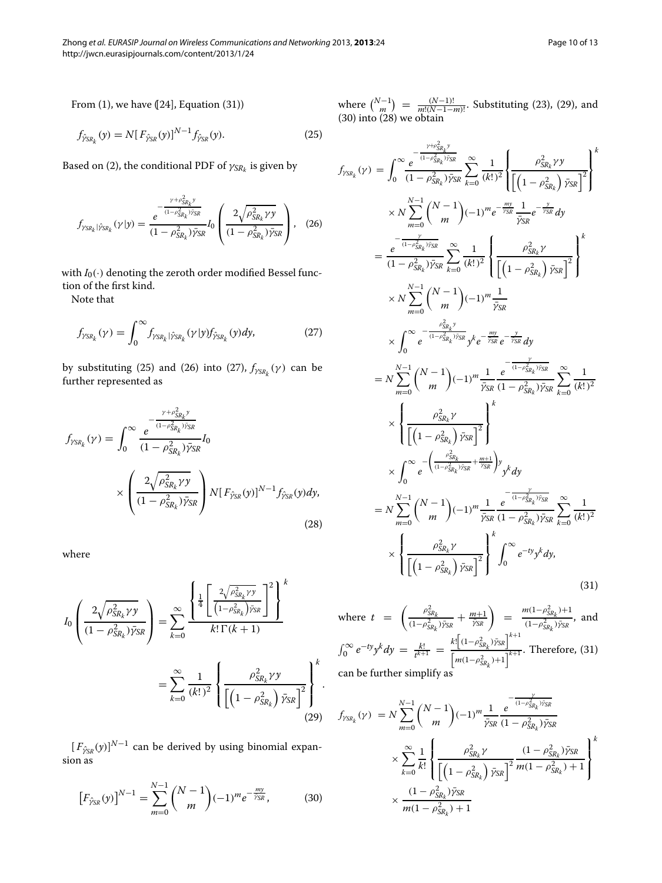From (1), we have ([24], Equation (31))

$$f_{\hat{\gamma}_{SR_k}}(y) = N[F_{\hat{\gamma}_{SR}}(y)]^{N-1} f_{\hat{\gamma}_{SR}}(y). \tag{25}$$

Based on (2), the conditional PDF of $\gamma_{SR_k}$ is given by

$$f_{\gamma_{SR_k}|\hat{\gamma}_{SR_k}}(\gamma|y) = \frac{e^{-\frac{\gamma+\rho^2_{SR_k}y}{(1-\rho^2_{SR_k})\bar{\gamma}_{SR}}}}{(1-\rho^2_{SR_k})\bar{\gamma}_{SR}} I_0\left(\frac{2\sqrt{\rho^2_{SR_k}\gamma y}}{(1-\rho^2_{SR_k})\bar{\gamma}_{SR}}\right), \tag{26}$$

with $I_0(\cdot)$ denoting the zeroth order modified Bessel function of the first kind.

Note that

$$f_{\gamma_{SR_k}}(\gamma) = \int_0^\infty f_{\gamma_{SR_k}|\hat{\gamma}_{SR_k}}(\gamma|y) f_{\hat{\gamma}_{SR_k}}(y)dy, \tag{27}$$

by substituting (25) and (26) into (27), $f_{\gamma_{SR_k}}(\gamma)$ can be further represented as

$$f_{\gamma_{SR_k}}(\gamma) = \int_0^\infty \frac{e^{-\frac{\gamma+\rho^2_{SR_k}y}{(1-\rho^2_{SR_k})\bar{\gamma}_{SR}}}}{(1-\rho^2_{SR_k})\bar{\gamma}_{SR}} I_0 \times \left(\frac{2\sqrt{\rho^2_{SR_k}\gamma y}}{(1-\rho^2_{SR_k})\bar{\gamma}_{SR}}\right) N[F_{\hat{\gamma}_{SR}}(y)]^{N-1} f_{\hat{\gamma}_{SR}}(y)dy, \tag{28}$$

where

$$I_0\left(\frac{2\sqrt{\rho^2_{SR_k}\gamma y}}{(1-\rho^2_{SR_k})\bar{\gamma}_{SR}}\right) = \sum_{k=0}^\infty \frac{\left\{\frac{1}{4}\left[\frac{2\sqrt{\rho^2_{SR_k}\gamma y}}{\left(1-\rho^2_{SR_k}\right)\bar{\gamma}_{SR}}\right]^2\right\}^k}{k!\,\Gamma(k+1)} = \sum_{k=0}^\infty \frac{1}{(k!)^2}\left\{\frac{\rho^2_{SR_k}\gamma y}{\left[\left(1-\rho^2_{SR_k}\right)\bar{\gamma}_{SR}\right]^2}\right\}^k. \tag{29}$$

$[F_{\hat{\gamma}_{SR}}(y)]^{N-1}$ can be derived by using binomial expansion as

$$\left[F_{\hat{\gamma}_{SR}}(y)\right]^{N-1} = \sum_{m=0}^{N-1}\binom{N-1}{m}(-1)^m e^{-\frac{my}{\bar{\gamma}_{SR}}}, \tag{30}$$

where $\binom{N-1}{m} = \frac{(N-1)!}{m!(N-1-m)!}$. Substituting (23), (29), and (30) into (28) we obtain

$$\begin{aligned}
f_{\gamma_{SR_k}}(\gamma) &= \int_0^\infty \frac{e^{-\frac{\gamma+\rho^2_{SR_k}y}{(1-\rho^2_{SR_k})\bar{\gamma}_{SR}}}}{(1-\rho^2_{SR_k})\bar{\gamma}_{SR}} \sum_{k=0}^\infty \frac{1}{(k!)^2}\left\{\frac{\rho^2_{SR_k}\gamma y}{\left[\left(1-\rho^2_{SR_k}\right)\bar{\gamma}_{SR}\right]^2}\right\}^k \\
&\quad \times N\sum_{m=0}^{N-1}\binom{N-1}{m}(-1)^m e^{-\frac{my}{\bar{\gamma}_{SR}}}\frac{1}{\bar{\gamma}_{SR}}e^{-\frac{y}{\bar{\gamma}_{SR}}}dy \\
&= \frac{e^{-\frac{\gamma}{(1-\rho^2_{SR_k})\bar{\gamma}_{SR}}}}{(1-\rho^2_{SR_k})\bar{\gamma}_{SR}} \sum_{k=0}^\infty \frac{1}{(k!)^2}\left\{\frac{\rho^2_{SR_k}\gamma}{\left[\left(1-\rho^2_{SR_k}\right)\bar{\gamma}_{SR}\right]^2}\right\}^k \\
&\quad \times N\sum_{m=0}^{N-1}\binom{N-1}{m}(-1)^m \frac{1}{\bar{\gamma}_{SR}} \\
&\quad \times \int_0^\infty e^{-\frac{\rho^2_{SR_k}y}{(1-\rho^2_{SR_k})\bar{\gamma}_{SR}}} y^k e^{-\frac{my}{\bar{\gamma}_{SR}}} e^{-\frac{y}{\bar{\gamma}_{SR}}}dy \\
&= N\sum_{m=0}^{N-1}\binom{N-1}{m}(-1)^m \frac{1}{\bar{\gamma}_{SR}} \frac{e^{-\frac{\gamma}{(1-\rho^2_{SR_k})\bar{\gamma}_{SR}}}}{(1-\rho^2_{SR_k})\bar{\gamma}_{SR}} \sum_{k=0}^\infty \frac{1}{(k!)^2} \\
&\quad \times \left\{\frac{\rho^2_{SR_k}\gamma}{\left[\left(1-\rho^2_{SR_k}\right)\bar{\gamma}_{SR}\right]^2}\right\}^k \\
&\quad \times \int_0^\infty e^{-\left(\frac{\rho^2_{SR_k}}{(1-\rho^2_{SR_k})\bar{\gamma}_{SR}}+\frac{m+1}{\bar{\gamma}_{SR}}\right)y} y^k dy \\
&= N\sum_{m=0}^{N-1}\binom{N-1}{m}(-1)^m \frac{1}{\bar{\gamma}_{SR}} \frac{e^{-\frac{\gamma}{(1-\rho^2_{SR_k})\bar{\gamma}_{SR}}}}{(1-\rho^2_{SR_k})\bar{\gamma}_{SR}} \sum_{k=0}^\infty \frac{1}{(k!)^2} \\
&\quad \times \left\{\frac{\rho^2_{SR_k}\gamma}{\left[\left(1-\rho^2_{SR_k}\right)\bar{\gamma}_{SR}\right]^2}\right\}^k \int_0^\infty e^{-ty}y^k dy,
\end{aligned} \tag{31}$$

where $t = \left(\frac{\rho^2_{SR_k}}{(1-\rho^2_{SR_k})\bar{\gamma}_{SR}} + \frac{m+1}{\bar{\gamma}_{SR}}\right) = \frac{m(1-\rho^2_{SR_k})+1}{(1-\rho^2_{SR_k})\bar{\gamma}_{SR}}$, and $\int_0^\infty e^{-ty}y^k dy = \frac{k!}{t^{k+1}} = \frac{k!\left[(1-\rho^2_{SR_k})\bar{\gamma}_{SR}\right]^{k+1}}{\left[m(1-\rho^2_{SR_k})+1\right]^{k+1}}$. Therefore, (31) can be further simplify as

$$\begin{aligned}
f_{\gamma_{SR_k}}(\gamma) &= N\sum_{m=0}^{N-1}\binom{N-1}{m}(-1)^m \frac{1}{\bar{\gamma}_{SR}} \frac{e^{-\frac{\gamma}{(1-\rho^2_{SR_k})\bar{\gamma}_{SR}}}}{(1-\rho^2_{SR_k})\bar{\gamma}_{SR}} \\
&\quad \times \sum_{k=0}^\infty \frac{1}{k!}\left\{\frac{\rho^2_{SR_k}\gamma}{\left[\left(1-\rho^2_{SR_k}\right)\bar{\gamma}_{SR}\right]^2}\frac{(1-\rho^2_{SR_k})\bar{\gamma}_{SR}}{m(1-\rho^2_{SR_k})+1}\right\}^k \\
&\quad \times \frac{(1-\rho^2_{SR_k})\bar{\gamma}_{SR}}{m(1-\rho^2_{SR_k})+1}
\end{aligned}$$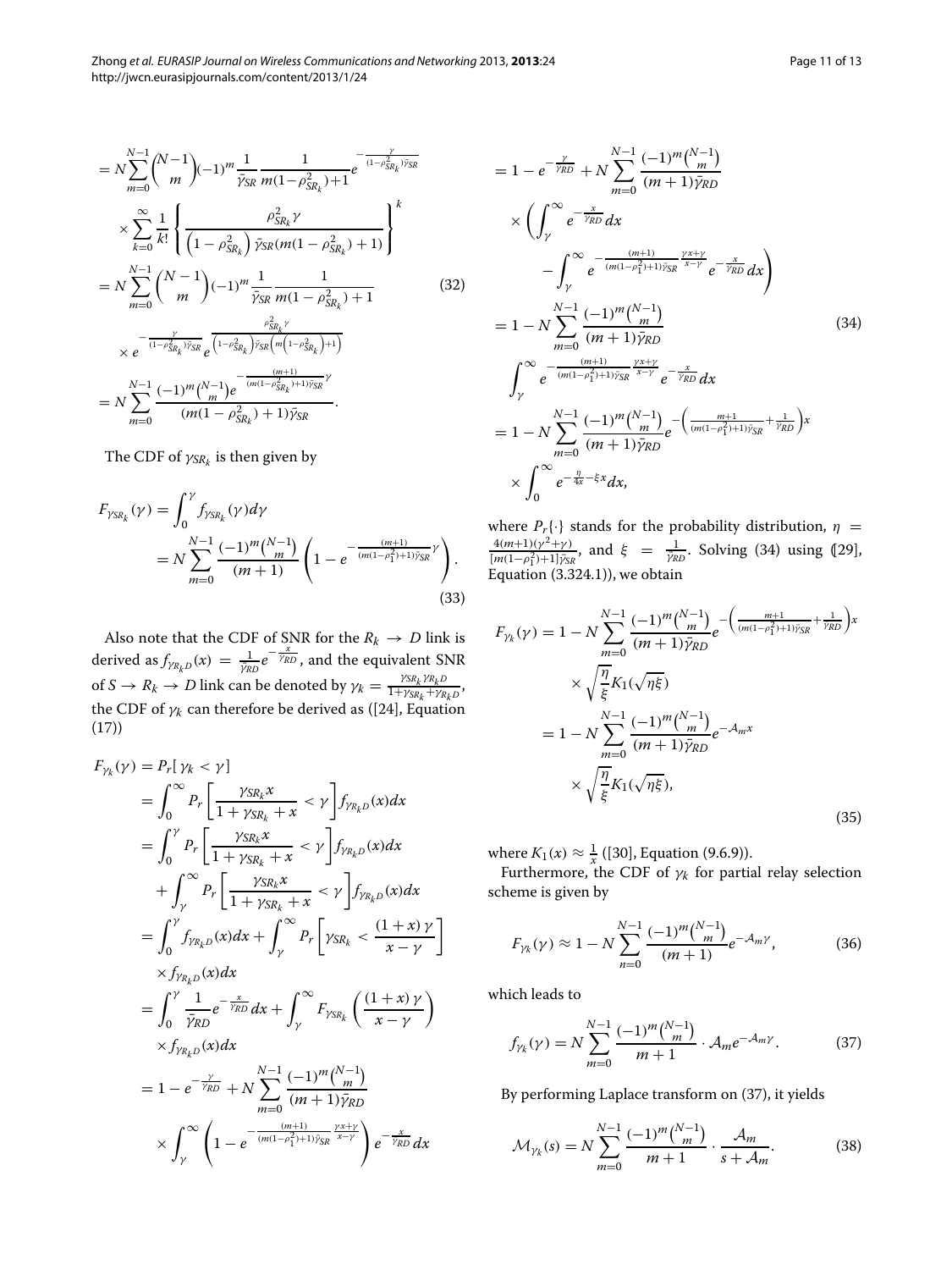$$
\begin{aligned}
&= N\sum_{m=0}^{N-1}\binom{N-1}{m}(-1)^m \frac{1}{\bar{\gamma}_{SR}}\frac{1}{m(1-\rho_{SR_k}^2)+1}e^{-\frac{\gamma}{(1-\rho_{SR_k}^2)\bar{\gamma}_{SR}}} \\
&\quad\times \sum_{k=0}^{\infty}\frac{1}{k!}\left\{\frac{\rho_{SR_k}^2\gamma}{\left(1-\rho_{SR_k}^2\right)\bar{\gamma}_{SR}(m(1-\rho_{SR_k}^2)+1)}\right\}^k \\
&= N\sum_{m=0}^{N-1}\binom{N-1}{m}(-1)^m \frac{1}{\bar{\gamma}_{SR}}\frac{1}{m(1-\rho_{SR_k}^2)+1} \\
&\quad\times e^{-\frac{\gamma}{(1-\rho_{SR_k}^2)\bar{\gamma}_{SR}}} e^{\frac{\rho_{SR_k}^2\gamma}{\left(1-\rho_{SR_k}^2\right)\bar{\gamma}_{SR}\left(m\left(1-\rho_{SR_k}^2\right)+1\right)}} \\
&= N\sum_{m=0}^{N-1}\frac{(-1)^m\binom{N-1}{m}e^{-\frac{(m+1)}{(m(1-\rho_{SR_k}^2)+1)\bar{\gamma}_{SR}}\gamma}}{(m(1-\rho_{SR_k}^2)+1)\bar{\gamma}_{SR}}.
\end{aligned}
\tag{32}
$$

The CDF of $\gamma_{SR_k}$ is then given by

$$
\begin{aligned}
F_{\gamma_{SR_k}}(\gamma) &= \int_0^{\gamma} f_{\gamma_{SR_k}}(\gamma)d\gamma \\
&= N\sum_{m=0}^{N-1}\frac{(-1)^m\binom{N-1}{m}}{(m+1)}\left(1-e^{-\frac{(m+1)}{(m(1-\rho_1^2)+1)\bar{\gamma}_{SR}}\gamma}\right).
\end{aligned}
\tag{33}
$$

Also note that the CDF of SNR for the $R_k \rightarrow D$ link is derived as $f_{\gamma_{R_kD}}(x) = \frac{1}{\bar{\gamma}_{RD}}e^{-\frac{x}{\bar{\gamma}_{RD}}}$, and the equivalent SNR of $S \rightarrow R_k \rightarrow D$ link can be denoted by $\gamma_k = \frac{\gamma_{SR_k}\gamma_{R_kD}}{1+\gamma_{SR_k}+\gamma_{R_kD}}$, the CDF of $\gamma_k$ can therefore be derived as ([24], Equation (17))

$$
\begin{aligned}
F_{\gamma_k}(\gamma) &= P_r[\gamma_k < \gamma] \\
&= \int_0^{\infty} P_r\left[\frac{\gamma_{SR_k}x}{1+\gamma_{SR_k}+x}<\gamma\right]f_{\gamma_{R_kD}}(x)dx \\
&= \int_0^{\gamma} P_r\left[\frac{\gamma_{SR_k}x}{1+\gamma_{SR_k}+x}<\gamma\right]f_{\gamma_{R_kD}}(x)dx \\
&\quad+ \int_{\gamma}^{\infty} P_r\left[\frac{\gamma_{SR_k}x}{1+\gamma_{SR_k}+x}<\gamma\right]f_{\gamma_{R_kD}}(x)dx \\
&= \int_0^{\gamma} f_{\gamma_{R_kD}}(x)dx + \int_{\gamma}^{\infty} P_r\left[\gamma_{SR_k} < \frac{(1+x)\gamma}{x-\gamma}\right] \\
&\quad\times f_{\gamma_{R_kD}}(x)dx \\
&= \int_0^{\gamma}\frac{1}{\bar{\gamma}_{RD}}e^{-\frac{x}{\bar{\gamma}_{RD}}}dx + \int_{\gamma}^{\infty} F_{\gamma_{SR_k}}\left(\frac{(1+x)\gamma}{x-\gamma}\right) \\
&\quad\times f_{\gamma_{R_kD}}(x)dx \\
&= 1-e^{-\frac{\gamma}{\bar{\gamma}_{RD}}} + N\sum_{m=0}^{N-1}\frac{(-1)^m\binom{N-1}{m}}{(m+1)\bar{\gamma}_{RD}} \\
&\quad\times \int_{\gamma}^{\infty}\left(1-e^{-\frac{(m+1)}{(m(1-\rho_1^2)+1)\bar{\gamma}_{SR}}\frac{\gamma x+\gamma}{x-\gamma}}\right)e^{-\frac{x}{\bar{\gamma}_{RD}}}dx
\end{aligned}
$$

$$
\begin{aligned}
&= 1-e^{-\frac{\gamma}{\bar{\gamma}_{RD}}} + N\sum_{m=0}^{N-1}\frac{(-1)^m\binom{N-1}{m}}{(m+1)\bar{\gamma}_{RD}} \\
&\quad\times\left(\int_{\gamma}^{\infty}e^{-\frac{x}{\bar{\gamma}_{RD}}}dx\right. \\
&\quad\left.-\int_{\gamma}^{\infty}e^{-\frac{(m+1)}{(m(1-\rho_1^2)+1)\bar{\gamma}_{SR}}\frac{\gamma x+\gamma}{x-\gamma}}e^{-\frac{x}{\bar{\gamma}_{RD}}}dx\right) \\
&= 1-N\sum_{m=0}^{N-1}\frac{(-1)^m\binom{N-1}{m}}{(m+1)\bar{\gamma}_{RD}} \\
&\quad\int_{\gamma}^{\infty}e^{-\frac{(m+1)}{(m(1-\rho_1^2)+1)\bar{\gamma}_{SR}}\frac{\gamma x+\gamma}{x-\gamma}}e^{-\frac{x}{\bar{\gamma}_{RD}}}dx \\
&= 1-N\sum_{m=0}^{N-1}\frac{(-1)^m\binom{N-1}{m}}{(m+1)\bar{\gamma}_{RD}}e^{-\left(\frac{m+1}{(m(1-\rho_1^2)+1)\bar{\gamma}_{SR}}+\frac{1}{\bar{\gamma}_{RD}}\right)x} \\
&\quad\times\int_0^{\infty}e^{-\frac{\eta}{4x}-\xi x}dx,
\end{aligned}
\tag{34}
$$

where $P_r\{\cdot\}$ stands for the probability distribution, $\eta = \frac{4(m+1)(\gamma^2+\gamma)}{[m(1-\rho_1^2)+1]\bar{\gamma}_{SR}}$, and $\xi = \frac{1}{\bar{\gamma}_{RD}}$. Solving (34) using ([29], Equation (3.324.1)), we obtain

$$
\begin{aligned}
F_{\gamma_k}(\gamma) &= 1-N\sum_{m=0}^{N-1}\frac{(-1)^m\binom{N-1}{m}}{(m+1)\bar{\gamma}_{RD}}e^{-\left(\frac{m+1}{(m(1-\rho_1^2)+1)\bar{\gamma}_{SR}}+\frac{1}{\bar{\gamma}_{RD}}\right)x} \\
&\quad\times\sqrt{\frac{\eta}{\xi}}K_1(\sqrt{\eta\xi}) \\
&= 1-N\sum_{m=0}^{N-1}\frac{(-1)^m\binom{N-1}{m}}{(m+1)\bar{\gamma}_{RD}}e^{-\mathcal{A}_m x} \\
&\quad\times\sqrt{\frac{\eta}{\xi}}K_1(\sqrt{\eta\xi}),
\end{aligned}
\tag{35}
$$

where $K_1(x) \approx \frac{1}{x}$ ([30], Equation (9.6.9)).

Furthermore, the CDF of $\gamma_k$ for partial relay selection scheme is given by

$$
F_{\gamma_k}(\gamma) \approx 1-N\sum_{n=0}^{N-1}\frac{(-1)^m\binom{N-1}{m}}{(m+1)}e^{-\mathcal{A}_m\gamma},
\tag{36}
$$

which leads to

$$
f_{\gamma_k}(\gamma) = N\sum_{m=0}^{N-1}\frac{(-1)^m\binom{N-1}{m}}{m+1}\cdot\mathcal{A}_m e^{-\mathcal{A}_m\gamma}.
\tag{37}
$$

By performing Laplace transform on (37), it yields

$$
\mathcal{M}_{\gamma_k}(s) = N\sum_{m=0}^{N-1}\frac{(-1)^m\binom{N-1}{m}}{m+1}\cdot\frac{\mathcal{A}_m}{s+\mathcal{A}_m}.
\tag{38}
$$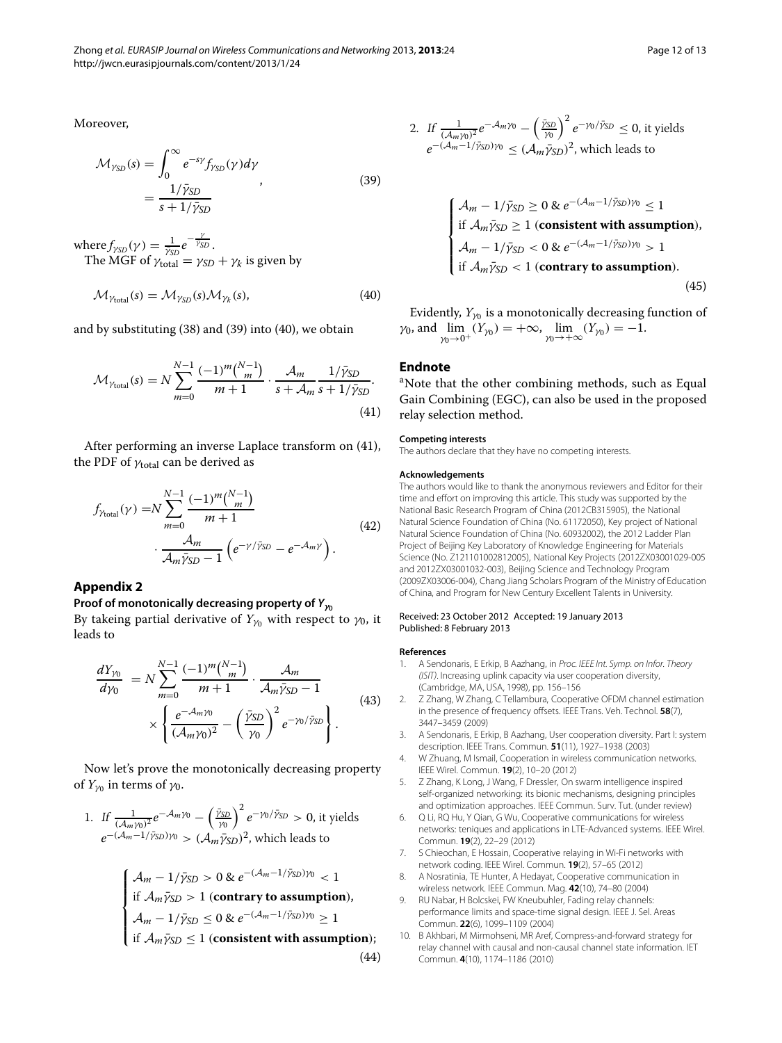Moreover,

$$\mathcal{M}_{\gamma_{SD}}(s) = \int_0^{\infty} e^{-s\gamma} f_{\gamma_{SD}}(\gamma) d\gamma = \frac{1/\bar{\gamma}_{SD}}{s + 1/\bar{\gamma}_{SD}}, \tag{39}$$

where $f_{\gamma_{SD}}(\gamma) = \frac{1}{\bar{\gamma}_{SD}} e^{-\frac{\gamma}{\bar{\gamma}_{SD}}}$.

The MGF of $\gamma_{\text{total}} = \gamma_{SD} + \gamma_k$ is given by

$$\mathcal{M}_{\gamma_{\text{total}}}(s) = \mathcal{M}_{\gamma_{SD}}(s)\mathcal{M}_{\gamma_k}(s), \tag{40}$$

and by substituting (38) and (39) into (40), we obtain

$$\mathcal{M}_{\gamma_{\text{total}}}(s) = N \sum_{m=0}^{N-1} \frac{(-1)^m \binom{N-1}{m}}{m+1} \cdot \frac{\mathcal{A}_m}{s + \mathcal{A}_m} \frac{1/\bar{\gamma}_{SD}}{s + 1/\bar{\gamma}_{SD}}. \tag{41}$$

After performing an inverse Laplace transform on (41), the PDF of $\gamma_{\text{total}}$ can be derived as

$$f_{\gamma_{\text{total}}}(\gamma) = N \sum_{m=0}^{N-1} \frac{(-1)^m \binom{N-1}{m}}{m+1} \cdot \frac{\mathcal{A}_m}{\mathcal{A}_m \bar{\gamma}_{SD} - 1} \left( e^{-\gamma/\bar{\gamma}_{SD}} - e^{-\mathcal{A}_m \gamma} \right). \tag{42}$$

## Appendix 2

### Proof of monotonically decreasing property of $Y_{\gamma_0}$

By takeing partial derivative of $Y_{\gamma_0}$ with respect to $\gamma_0$, it leads to

$$\frac{dY_{\gamma_0}}{d\gamma_0} = N \sum_{m=0}^{N-1} \frac{(-1)^m \binom{N-1}{m}}{m+1} \cdot \frac{\mathcal{A}_m}{\mathcal{A}_m \bar{\gamma}_{SD} - 1} \times \left\{ \frac{e^{-\mathcal{A}_m \gamma_0}}{(\mathcal{A}_m \gamma_0)^2} - \left( \frac{\bar{\gamma}_{SD}}{\gamma_0} \right)^2 e^{-\gamma_0/\bar{\gamma}_{SD}} \right\}. \tag{43}$$

Now let's prove the monotonically decreasing property of $Y_{\gamma_0}$ in terms of $\gamma_0$.

1. *If* $\frac{1}{(\mathcal{A}_m \gamma_0)^2} e^{-\mathcal{A}_m \gamma_0} - \left( \frac{\bar{\gamma}_{SD}}{\gamma_0} \right)^2 e^{-\gamma_0/\bar{\gamma}_{SD}} > 0$, it yields $e^{-(\mathcal{A}_m - 1/\bar{\gamma}_{SD})\gamma_0} > (\mathcal{A}_m \bar{\gamma}_{SD})^2$, which leads to

$$\begin{cases} \mathcal{A}_m - 1/\bar{\gamma}_{SD} > 0 \ \& \ e^{-(\mathcal{A}_m - 1/\bar{\gamma}_{SD})\gamma_0} < 1 \\ \text{if } \mathcal{A}_m \bar{\gamma}_{SD} > 1 \ (\textbf{contrary to assumption}), \\ \mathcal{A}_m - 1/\bar{\gamma}_{SD} \le 0 \ \& \ e^{-(\mathcal{A}_m - 1/\bar{\gamma}_{SD})\gamma_0} \ge 1 \\ \text{if } \mathcal{A}_m \bar{\gamma}_{SD} \le 1 \ (\textbf{consistent with assumption}); \end{cases} \tag{44}$$

2. *If* $\frac{1}{(\mathcal{A}_m \gamma_0)^2} e^{-\mathcal{A}_m \gamma_0} - \left( \frac{\bar{\gamma}_{SD}}{\gamma_0} \right)^2 e^{-\gamma_0/\bar{\gamma}_{SD}} \le 0$, it yields $e^{-(\mathcal{A}_m - 1/\bar{\gamma}_{SD})\gamma_0} \le (\mathcal{A}_m \bar{\gamma}_{SD})^2$, which leads to

$$\begin{cases} \mathcal{A}_m - 1/\bar{\gamma}_{SD} \ge 0 \ \& \ e^{-(\mathcal{A}_m - 1/\bar{\gamma}_{SD})\gamma_0} \le 1 \\ \text{if } \mathcal{A}_m \bar{\gamma}_{SD} \ge 1 \ (\textbf{consistent with assumption}), \\ \mathcal{A}_m - 1/\bar{\gamma}_{SD} < 0 \ \& \ e^{-(\mathcal{A}_m - 1/\bar{\gamma}_{SD})\gamma_0} > 1 \\ \text{if } \mathcal{A}_m \bar{\gamma}_{SD} < 1 \ (\textbf{contrary to assumption}). \end{cases} \tag{45}$$

Evidently, $Y_{\gamma_0}$ is a monotonically decreasing function of $\gamma_0$, and $\lim_{\gamma_0 \to 0^+} (Y_{\gamma_0}) = +\infty$, $\lim_{\gamma_0 \to +\infty} (Y_{\gamma_0}) = -1$.

## Endnote

[a]Note that the other combining methods, such as Equal Gain Combining (EGC), can also be used in the proposed relay selection method.

#### Competing interests

The authors declare that they have no competing interests.

#### Acknowledgements

The authors would like to thank the anonymous reviewers and Editor for their time and effort on improving this article. This study was supported by the National Basic Research Program of China (2012CB315905), the National Natural Science Foundation of China (No. 61172050), Key project of National Natural Science Foundation of China (No. 60932002), the 2012 Ladder Plan Project of Beijing Key Laboratory of Knowledge Engineering for Materials Science (No. Z121101002812005), National Key Projects (2012ZX03001029-005 and 2012ZX03001032-003), Beijing Science and Technology Program (2009ZX03006-004), Chang Jiang Scholars Program of the Ministry of Education of China, and Program for New Century Excellent Talents in University.

Received: 23 October 2012 Accepted: 19 January 2013
Published: 8 February 2013

#### References

1. A Sendonaris, E Erkip, B Aazhang, in *Proc. IEEE Int. Symp. on Infor. Theory (ISIT)*. Increasing uplink capacity via user cooperation diversity, (Cambridge, MA, USA, 1998), pp. 156–156
2. Z Zhang, W Zhang, C Tellambura, Cooperative OFDM channel estimation in the presence of frequency offsets. IEEE Trans. Veh. Technol. **58**(7), 3447–3459 (2009)
3. A Sendonaris, E Erkip, B Aazhang, User cooperation diversity. Part I: system description. IEEE Trans. Commun. **51**(11), 1927–1938 (2003)
4. W Zhuang, M Ismail, Cooperation in wireless communication networks. IEEE Wirel. Commun. **19**(2), 10–20 (2012)
5. Z Zhang, K Long, J Wang, F Dressler, On swarm intelligence inspired self-organized networking: its bionic mechanisms, designing principles and optimization approaches. IEEE Commun. Surv. Tut. (under review)
6. Q Li, RQ Hu, Y Qian, G Wu, Cooperative communications for wireless networks: teniques and applications in LTE-Advanced systems. IEEE Wirel. Commun. **19**(2), 22–29 (2012)
7. S Chieochan, E Hossain, Cooperative relaying in Wi-Fi networks with network coding. IEEE Wirel. Commun. **19**(2), 57–65 (2012)
8. A Nosratinia, TE Hunter, A Hedayat, Cooperative communication in wireless network. IEEE Commun. Mag. **42**(10), 74–80 (2004)
9. RU Nabar, H Bolcskei, FW Kneubuhler, Fading relay channels: performance limits and space-time signal design. IEEE J. Sel. Areas Commun. **22**(6), 1099–1109 (2004)
10. B Akhbari, M Mirmohseni, MR Aref, Compress-and-forward strategy for relay channel with causal and non-causal channel state information. IET Commun. **4**(10), 1174–1186 (2010)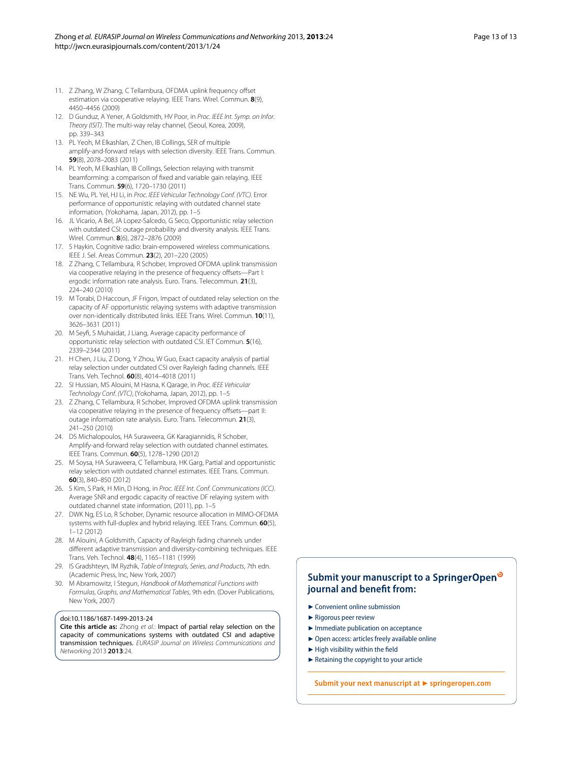11. Z Zhang, W Zhang, C Tellambura, OFDMA uplink frequency offset estimation via cooperative relaying. IEEE Trans. Wirel. Commun. **8**(9), 4450–4456 (2009)
12. D Gunduz, A Yener, A Goldsmith, HV Poor, in *Proc. IEEE Int. Symp. on Infor. Theory (ISIT)*. The multi-way relay channel, (Seoul, Korea, 2009), pp. 339–343
13. PL Yeoh, M Elkashlan, Z Chen, IB Collings, SER of multiple amplify-and-forward relays with selection diversity. IEEE Trans. Commun. **59**(8), 2078–2083 (2011)
14. PL Yeoh, M Elkashlan, IB Collings, Selection relaying with transmit beamforming: a comparison of fixed and variable gain relaying. IEEE Trans. Commun. **59**(6), 1720–1730 (2011)
15. NE Wu, PL Yel, HJ Li, in *Proc. IEEE Vehicular Technology Conf. (VTC)*. Error performance of opportunistic relaying with outdated channel state information, (Yokohama, Japan, 2012), pp. 1–5
16. JL Vicario, A Bel, JA Lopez-Salcedo, G Seco, Opportunistic relay selection with outdated CSI: outage probability and diversity analysis. IEEE Trans. Wirel. Commun. **8**(6), 2872–2876 (2009)
17. S Haykin, Cognitive radio: brain-empowered wireless communications. IEEE J. Sel. Areas Commun. **23**(2), 201–220 (2005)
18. Z Zhang, C Tellambura, R Schober, Improved OFDMA uplink transmission via cooperative relaying in the presence of frequency offsets—Part I: ergodic information rate analysis. Euro. Trans. Telecommun. **21**(3), 224–240 (2010)
19. M Torabi, D Haccoun, JF Frigon, Impact of outdated relay selection on the capacity of AF opportunistic relaying systems with adaptive transmission over non-identically distributed links. IEEE Trans. Wirel. Commun. **10**(11), 3626–3631 (2011)
20. M Seyfi, S Muhaidat, J Liang, Average capacity performance of opportunistic relay selection with outdated CSI. IET Commun. **5**(16), 2339–2344 (2011)
21. H Chen, J Liu, Z Dong, Y Zhou, W Guo, Exact capacity analysis of partial relay selection under outdated CSI over Rayleigh fading channels. IEEE Trans. Veh. Technol. **60**(8), 4014–4018 (2011)
22. SI Hussian, MS Alouini, M Hasna, K Qarage, in *Proc. IEEE Vehicular Technology Conf. (VTC)*, (Yokohama, Japan, 2012), pp. 1–5
23. Z Zhang, C Tellambura, R Schober, Improved OFDMA uplink transmission via cooperative relaying in the presence of frequency offsets—part II: outage information rate analysis. Euro. Trans. Telecommun. **21**(3), 241–250 (2010)
24. DS Michalopoulos, HA Suraweera, GK Karagiannidis, R Schober, Amplify-and-forward relay selection with outdated channel estimates. IEEE Trans. Commun. **60**(5), 1278–1290 (2012)
25. M Soysa, HA Suraweera, C Tellambura, HK Garg, Partial and opportunistic relay selection with outdated channel estimates. IEEE Trans. Commun. **60**(3), 840–850 (2012)
26. S Kim, S Park, H Min, D Hong, in *Proc. IEEE Int. Conf. Communications (ICC)*. Average SNR and ergodic capacity of reactive DF relaying system with outdated channel state information, (2011), pp. 1–5
27. DWK Ng, ES Lo, R Schober, Dynamic resource allocation in MIMO-OFDMA systems with full-duplex and hybrid relaying. IEEE Trans. Commun. **60**(5), 1–12 (2012)
28. M Alouini, A Goldsmith, Capacity of Rayleigh fading channels under different adaptive transmission and diversity-combining techniques. IEEE Trans. Veh. Technol. **48**(4), 1165–1181 (1999)
29. IS Gradshteyn, IM Ryzhik, *Table of Integrals, Series, and Products*, 7th edn. (Academic Press, Inc, New York, 2007)
30. M Abramowitz, I Stegun, *Handbook of Mathematical Functions with Formulas, Graphs, and Mathematical Tables*, 9th edn. (Dover Publications, New York, 2007)

doi:10.1186/1687-1499-2013-24

**Cite this article as:** Zhong *et al.*: Impact of partial relay selection on the capacity of communications systems with outdated CSI and adaptive transmission techniques. *EURASIP Journal on Wireless Communications and Networking* 2013 **2013**:24.

**Submit your manuscript to a SpringerOpen journal and benefit from:**

- ► Convenient online submission
- ► Rigorous peer review
- ► Immediate publication on acceptance
- ► Open access: articles freely available online
- ► High visibility within the field
- ► Retaining the copyright to your article

**Submit your next manuscript at ► springeropen.com**